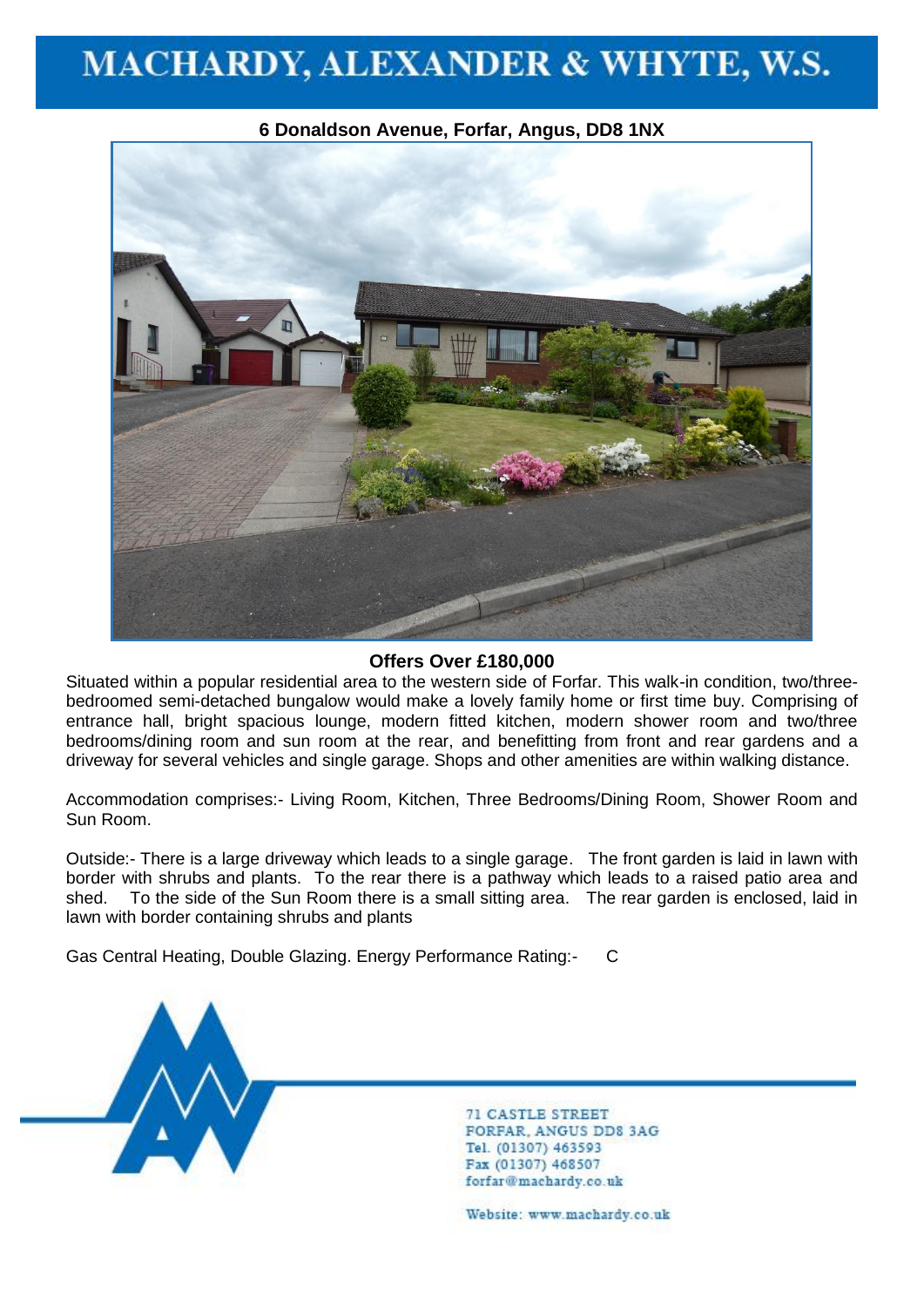# MACHARDY, ALEXANDER & WHYTE, W.S.

**6 Donaldson Avenue, Forfar, Angus, DD8 1NX**

**Offers Over £180,000**

Situated within a popular residential area to the western side of Forfar. This walk-in condition, two/three-bedroomed semi-detached bungalow would make a lovely family home or first time buy. Comprising of entrance hall, bright spacious lounge, modern fitted kitchen, modern shower room and two/three bedrooms/dining room and sun room at the rear, and benefitting from front and rear gardens and a driveway for several vehicles and single garage. Shops and other amenities are within walking distance.

Accommodation comprises:- Living Room, Kitchen, Three Bedrooms/Dining Room, Shower Room and Sun Room.

Outside:- There is a large driveway which leads to a single garage. The front garden is laid in lawn with border with shrubs and plants. To the rear there is a pathway which leads to a raised patio area and shed. To the side of the Sun Room there is a small sitting area. The rear garden is enclosed, laid in lawn with border containing shrubs and plants

Gas Central Heating, Double Glazing. Energy Performance Rating:- C

71 CASTLE STREET
FORFAR, ANGUS DD8 3AG
Tel. (01307) 463593
Fax (01307) 468507
forfar@machardy.co.uk

Website: www.machardy.co.uk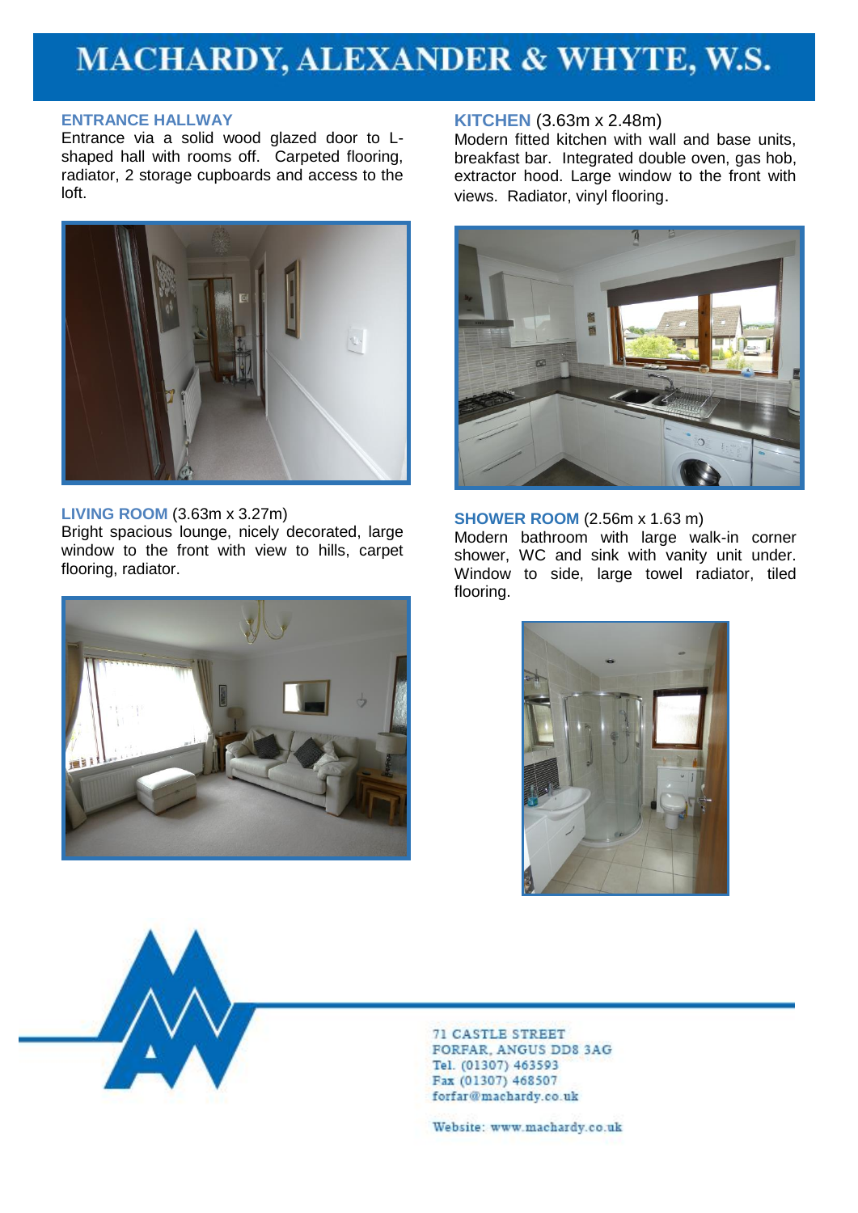# MACHARDY, ALEXANDER & WHYTE, W.S.

### ENTRANCE HALLWAY

Entrance via a solid wood glazed door to L-shaped hall with rooms off. Carpeted flooring, radiator, 2 storage cupboards and access to the loft.

### LIVING ROOM (3.63m x 3.27m)

Bright spacious lounge, nicely decorated, large window to the front with view to hills, carpet flooring, radiator.

### KITCHEN (3.63m x 2.48m)

Modern fitted kitchen with wall and base units, breakfast bar. Integrated double oven, gas hob, extractor hood. Large window to the front with views. Radiator, vinyl flooring.

### SHOWER ROOM (2.56m x 1.63 m)

Modern bathroom with large walk-in corner shower, WC and sink with vanity unit under. Window to side, large towel radiator, tiled flooring.

71 CASTLE STREET
FORFAR, ANGUS DD8 3AG
Tel. (01307) 463593
Fax (01307) 468507
forfar@machardy.co.uk

Website: www.machardy.co.uk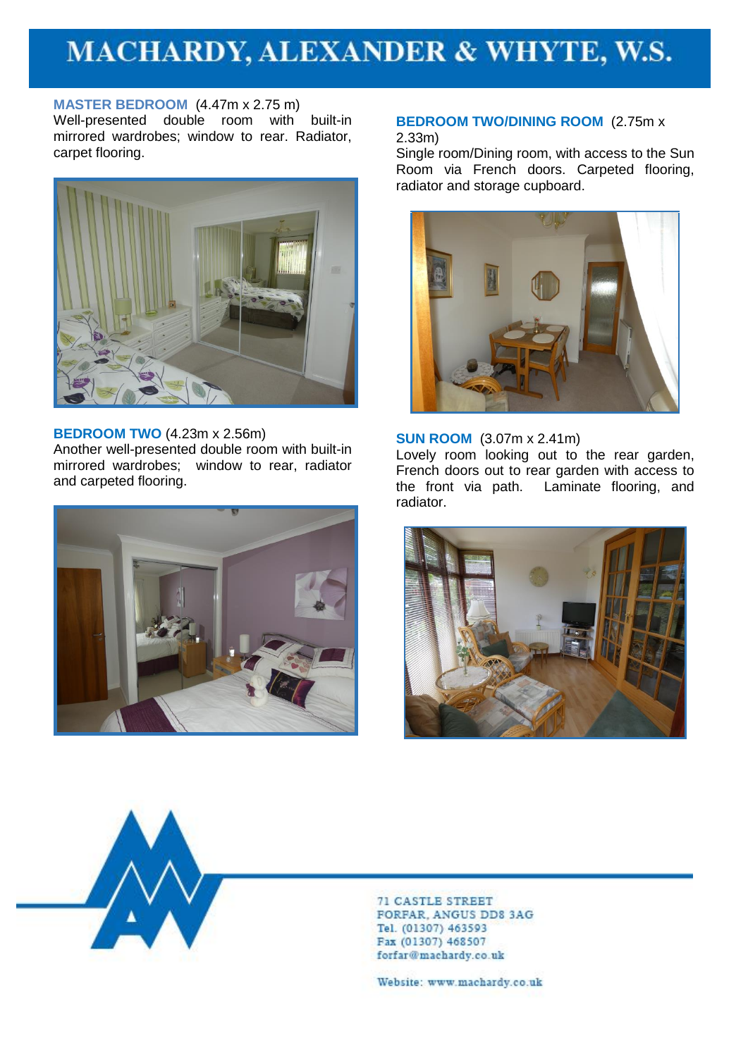# MACHARDY, ALEXANDER & WHYTE, W.S.

**MASTER BEDROOM** (4.47m x 2.75 m)
Well-presented double room with built-in mirrored wardrobes; window to rear. Radiator, carpet flooring.

**BEDROOM TWO** (4.23m x 2.56m)
Another well-presented double room with built-in mirrored wardrobes; window to rear, radiator and carpeted flooring.

**BEDROOM TWO/DINING ROOM** (2.75m x 2.33m)
Single room/Dining room, with access to the Sun Room via French doors. Carpeted flooring, radiator and storage cupboard.

**SUN ROOM** (3.07m x 2.41m)
Lovely room looking out to the rear garden, French doors out to rear garden with access to the front via path. Laminate flooring, and radiator.

71 CASTLE STREET
FORFAR, ANGUS DD8 3AG
Tel. (01307) 463593
Fax (01307) 468507
forfar@machardy.co.uk

Website: www.machardy.co.uk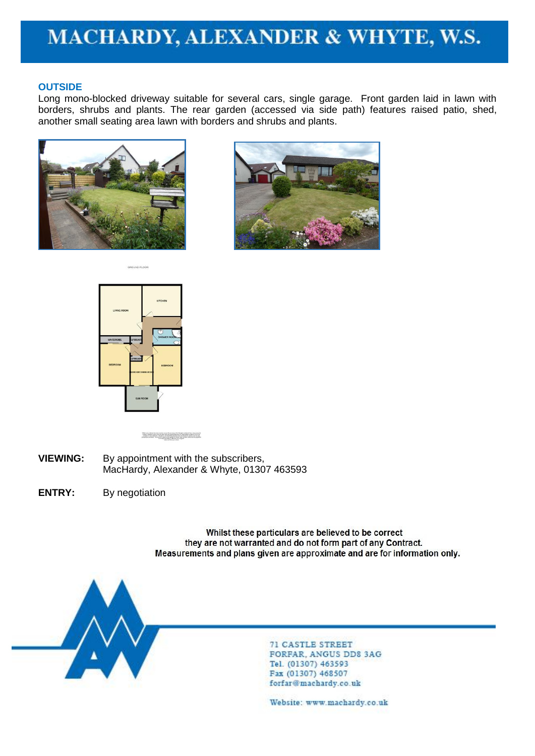# MACHARDY, ALEXANDER & WHYTE, W.S.

**OUTSIDE**

Long mono-blocked driveway suitable for several cars, single garage. Front garden laid in lawn with borders, shrubs and plants. The rear garden (accessed via side path) features raised patio, shed, another small seating area lawn with borders and shrubs and plants.

**VIEWING:** By appointment with the subscribers, MacHardy, Alexander & Whyte, 01307 463593

**ENTRY:** By negotiation

**Whilst these particulars are believed to be correct they are not warranted and do not form part of any Contract. Measurements and plans given are approximate and are for information only.**

71 CASTLE STREET
FORFAR, ANGUS DD8 3AG
Tel. (01307) 463593
Fax (01307) 468507
forfar@machardy.co.uk

Website: www.machardy.co.uk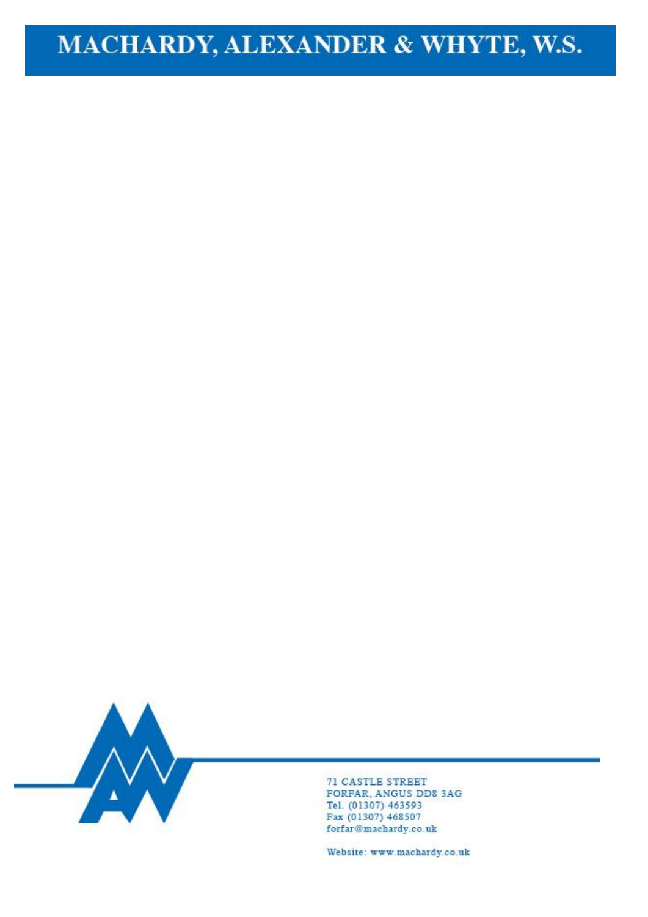# MACHARDY, ALEXANDER & WHYTE, W.S.

71 CASTLE STREET
FORFAR, ANGUS DD8 3AG
Tel. (01307) 463593
Fax (01307) 468507
forfar@machardy.co.uk

Website: www.machardy.co.uk